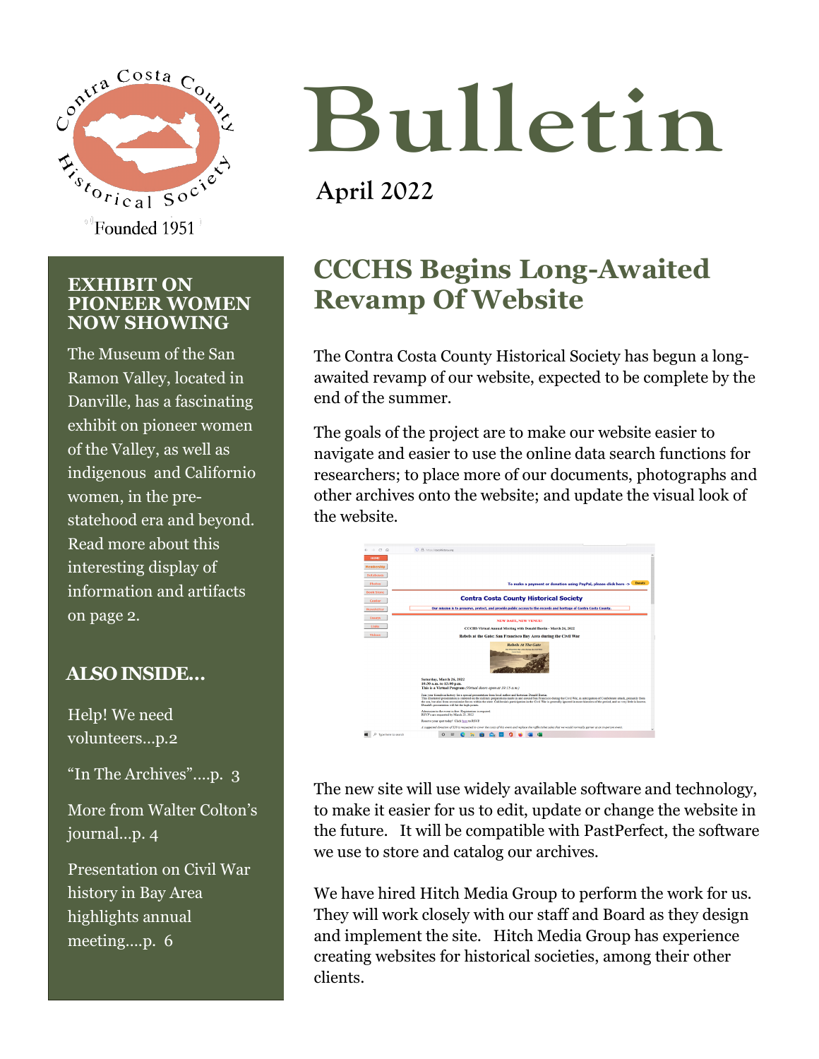Contra Costa County Historical Society

Founded 1951

# Bulletin

**April 2022**

## CCCHS Begins Long-Awaited Revamp Of Website

The Contra Costa County Historical Society has begun a long-awaited revamp of our website, expected to be complete by the end of the summer.

The goals of the project are to make our website easier to navigate and easier to use the online data search functions for researchers; to place more of our documents, photographs and other archives onto the website; and update the visual look of the website.

The new site will use widely available software and technology, to make it easier for us to edit, update or change the website in the future. It will be compatible with PastPerfect, the software we use to store and catalog our archives.

We have hired Hitch Media Group to perform the work for us. They will work closely with our staff and Board as they design and implement the site. Hitch Media Group has experience creating websites for historical societies, among their other clients.

### EXHIBIT ON PIONEER WOMEN NOW SHOWING

The Museum of the San Ramon Valley, located in Danville, has a fascinating exhibit on pioneer women of the Valley, as well as indigenous and Californio women, in the pre-statehood era and beyond. Read more about this interesting display of information and artifacts on page 2.

### ALSO INSIDE…

Help! We need volunteers…p.2

"In The Archives"….p. 3

More from Walter Colton's journal…p. 4

Presentation on Civil War history in Bay Area highlights annual meeting….p. 6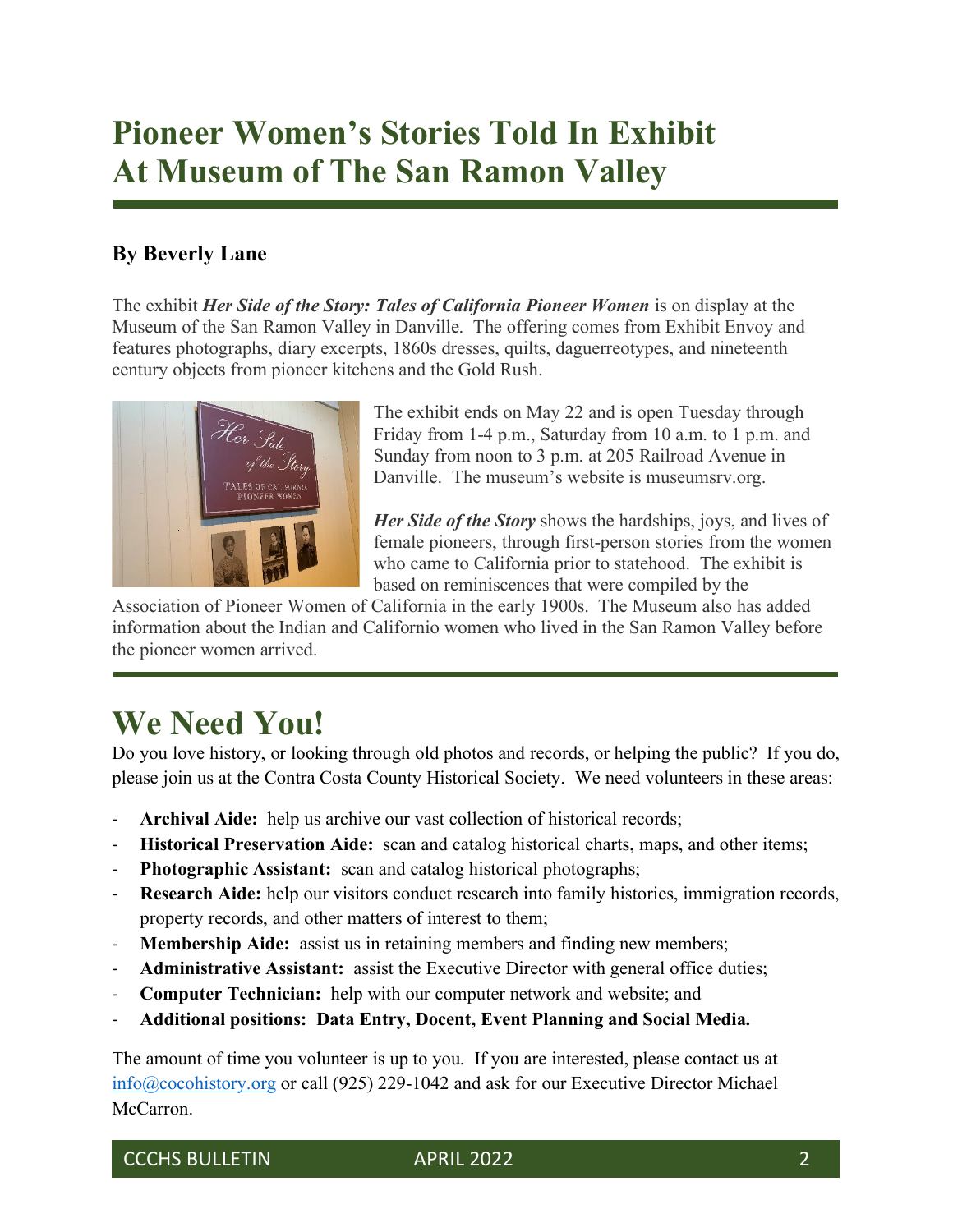# Pioneer Women's Stories Told In Exhibit At Museum of The San Ramon Valley

**By Beverly Lane**

The exhibit ***Her Side of the Story: Tales of California Pioneer Women*** is on display at the Museum of the San Ramon Valley in Danville. The offering comes from Exhibit Envoy and features photographs, diary excerpts, 1860s dresses, quilts, daguerreotypes, and nineteenth century objects from pioneer kitchens and the Gold Rush.

The exhibit ends on May 22 and is open Tuesday through Friday from 1-4 p.m., Saturday from 10 a.m. to 1 p.m. and Sunday from noon to 3 p.m. at 205 Railroad Avenue in Danville. The museum's website is museumsrv.org.

***Her Side of the Story*** shows the hardships, joys, and lives of female pioneers, through first-person stories from the women who came to California prior to statehood. The exhibit is based on reminiscences that were compiled by the Association of Pioneer Women of California in the early 1900s. The Museum also has added information about the Indian and Californio women who lived in the San Ramon Valley before the pioneer women arrived.

# We Need You!

Do you love history, or looking through old photos and records, or helping the public? If you do, please join us at the Contra Costa County Historical Society. We need volunteers in these areas:

- **Archival Aide:** help us archive our vast collection of historical records;
- **Historical Preservation Aide:** scan and catalog historical charts, maps, and other items;
- **Photographic Assistant:** scan and catalog historical photographs;
- **Research Aide:** help our visitors conduct research into family histories, immigration records, property records, and other matters of interest to them;
- **Membership Aide:** assist us in retaining members and finding new members;
- **Administrative Assistant:** assist the Executive Director with general office duties;
- **Computer Technician:** help with our computer network and website; and
- **Additional positions: Data Entry, Docent, Event Planning and Social Media.**

The amount of time you volunteer is up to you. If you are interested, please contact us at info@cocohistory.org or call (925) 229-1042 and ask for our Executive Director Michael McCarron.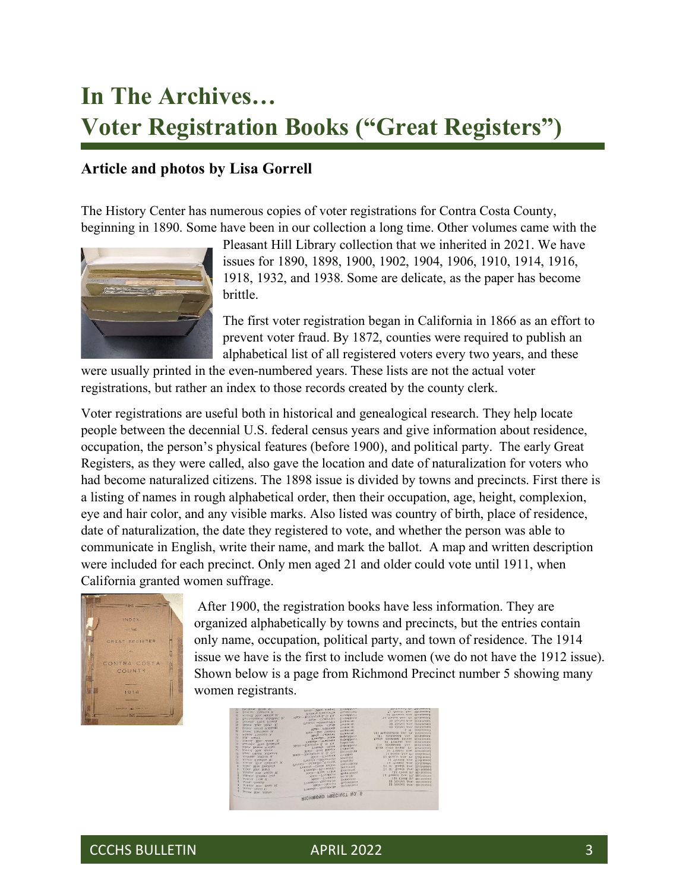# In The Archives…
# Voter Registration Books ("Great Registers")

### Article and photos by Lisa Gorrell

The History Center has numerous copies of voter registrations for Contra Costa County, beginning in 1890. Some have been in our collection a long time. Other volumes came with the Pleasant Hill Library collection that we inherited in 2021. We have issues for 1890, 1898, 1900, 1902, 1904, 1906, 1910, 1914, 1916, 1918, 1932, and 1938. Some are delicate, as the paper has become brittle.

The first voter registration began in California in 1866 as an effort to prevent voter fraud. By 1872, counties were required to publish an alphabetical list of all registered voters every two years, and these were usually printed in the even-numbered years. These lists are not the actual voter registrations, but rather an index to those records created by the county clerk.

Voter registrations are useful both in historical and genealogical research. They help locate people between the decennial U.S. federal census years and give information about residence, occupation, the person's physical features (before 1900), and political party. The early Great Registers, as they were called, also gave the location and date of naturalization for voters who had become naturalized citizens. The 1898 issue is divided by towns and precincts. First there is a listing of names in rough alphabetical order, then their occupation, age, height, complexion, eye and hair color, and any visible marks. Also listed was country of birth, place of residence, date of naturalization, the date they registered to vote, and whether the person was able to communicate in English, write their name, and mark the ballot. A map and written description were included for each precinct. Only men aged 21 and older could vote until 1911, when California granted women suffrage.

After 1900, the registration books have less information. They are organized alphabetically by towns and precincts, but the entries contain only name, occupation, political party, and town of residence. The 1914 issue we have is the first to include women (we do not have the 1912 issue). Shown below is a page from Richmond Precinct number 5 showing many women registrants.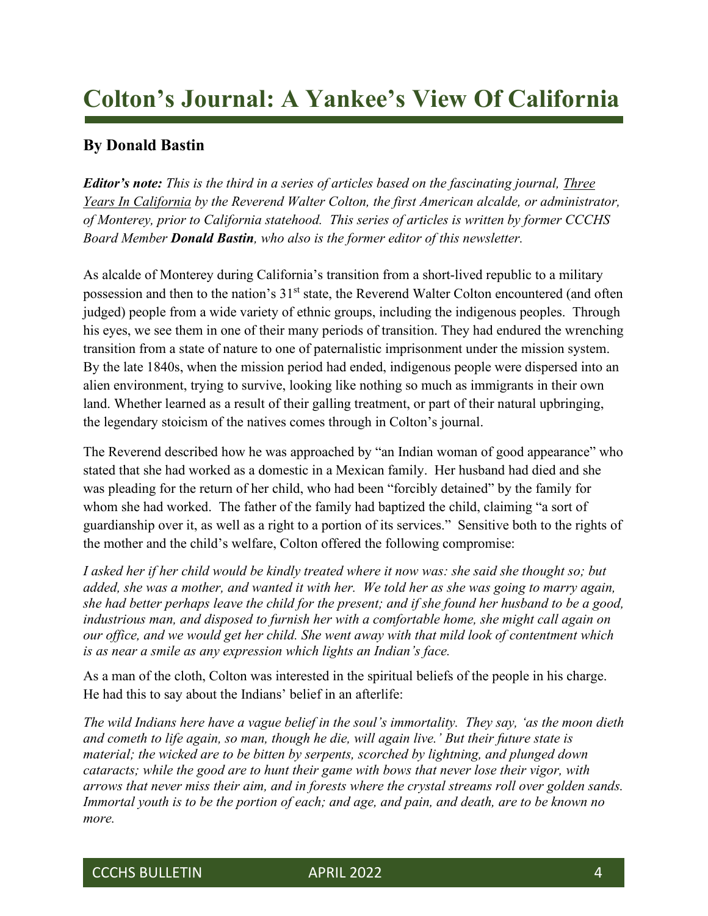# Colton's Journal: A Yankee's View Of California

### By Donald Bastin

***Editor's note:*** *This is the third in a series of articles based on the fascinating journal, Three Years In California by the Reverend Walter Colton, the first American alcalde, or administrator, of Monterey, prior to California statehood. This series of articles is written by former CCCHS Board Member* ***Donald Bastin****, who also is the former editor of this newsletter.*

As alcalde of Monterey during California's transition from a short-lived republic to a military possession and then to the nation's 31st state, the Reverend Walter Colton encountered (and often judged) people from a wide variety of ethnic groups, including the indigenous peoples. Through his eyes, we see them in one of their many periods of transition. They had endured the wrenching transition from a state of nature to one of paternalistic imprisonment under the mission system. By the late 1840s, when the mission period had ended, indigenous people were dispersed into an alien environment, trying to survive, looking like nothing so much as immigrants in their own land. Whether learned as a result of their galling treatment, or part of their natural upbringing, the legendary stoicism of the natives comes through in Colton's journal.

The Reverend described how he was approached by "an Indian woman of good appearance" who stated that she had worked as a domestic in a Mexican family. Her husband had died and she was pleading for the return of her child, who had been "forcibly detained" by the family for whom she had worked. The father of the family had baptized the child, claiming "a sort of guardianship over it, as well as a right to a portion of its services." Sensitive both to the rights of the mother and the child's welfare, Colton offered the following compromise:

*I asked her if her child would be kindly treated where it now was: she said she thought so; but added, she was a mother, and wanted it with her. We told her as she was going to marry again, she had better perhaps leave the child for the present; and if she found her husband to be a good, industrious man, and disposed to furnish her with a comfortable home, she might call again on our office, and we would get her child. She went away with that mild look of contentment which is as near a smile as any expression which lights an Indian's face.*

As a man of the cloth, Colton was interested in the spiritual beliefs of the people in his charge. He had this to say about the Indians' belief in an afterlife:

*The wild Indians here have a vague belief in the soul's immortality. They say, 'as the moon dieth and cometh to life again, so man, though he die, will again live.' But their future state is material; the wicked are to be bitten by serpents, scorched by lightning, and plunged down cataracts; while the good are to hunt their game with bows that never lose their vigor, with arrows that never miss their aim, and in forests where the crystal streams roll over golden sands. Immortal youth is to be the portion of each; and age, and pain, and death, are to be known no more.*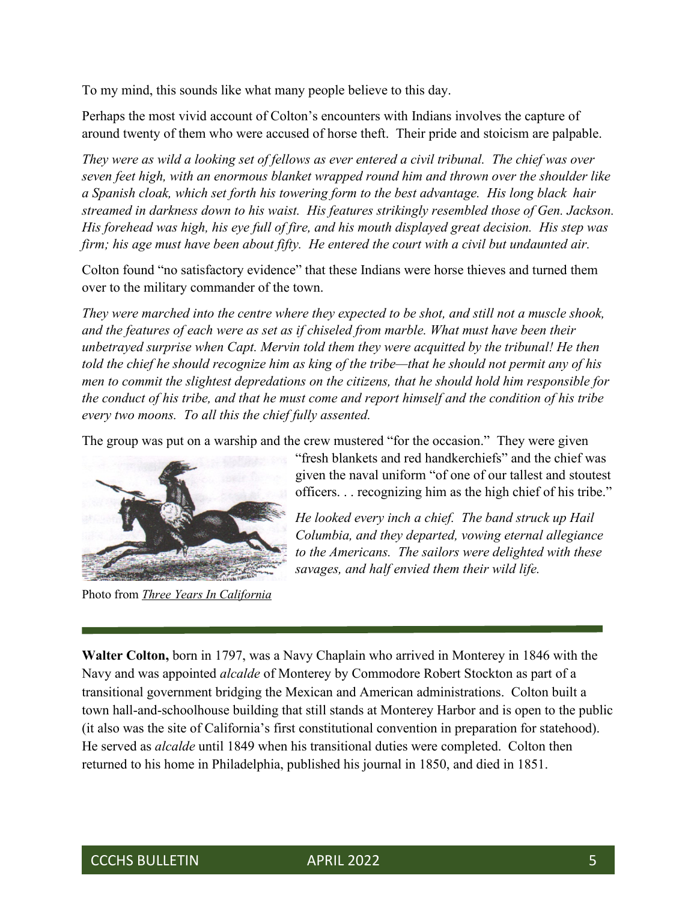To my mind, this sounds like what many people believe to this day.

Perhaps the most vivid account of Colton's encounters with Indians involves the capture of around twenty of them who were accused of horse theft. Their pride and stoicism are palpable.

*They were as wild a looking set of fellows as ever entered a civil tribunal. The chief was over seven feet high, with an enormous blanket wrapped round him and thrown over the shoulder like a Spanish cloak, which set forth his towering form to the best advantage. His long black hair streamed in darkness down to his waist. His features strikingly resembled those of Gen. Jackson. His forehead was high, his eye full of fire, and his mouth displayed great decision. His step was firm; his age must have been about fifty. He entered the court with a civil but undaunted air.*

Colton found "no satisfactory evidence" that these Indians were horse thieves and turned them over to the military commander of the town.

*They were marched into the centre where they expected to be shot, and still not a muscle shook, and the features of each were as set as if chiseled from marble. What must have been their unbetrayed surprise when Capt. Mervin told them they were acquitted by the tribunal! He then told the chief he should recognize him as king of the tribe—that he should not permit any of his men to commit the slightest depredations on the citizens, that he should hold him responsible for the conduct of his tribe, and that he must come and report himself and the condition of his tribe every two moons. To all this the chief fully assented.*

The group was put on a warship and the crew mustered "for the occasion." They were given "fresh blankets and red handkerchiefs" and the chief was given the naval uniform "of one of our tallest and stoutest officers. . . recognizing him as the high chief of his tribe."

*He looked every inch a chief. The band struck up Hail Columbia, and they departed, vowing eternal allegiance to the Americans. The sailors were delighted with these savages, and half envied them their wild life.*

Photo from *Three Years In California*

---

**Walter Colton,** born in 1797, was a Navy Chaplain who arrived in Monterey in 1846 with the Navy and was appointed *alcalde* of Monterey by Commodore Robert Stockton as part of a transitional government bridging the Mexican and American administrations. Colton built a town hall-and-schoolhouse building that still stands at Monterey Harbor and is open to the public (it also was the site of California's first constitutional convention in preparation for statehood). He served as *alcalde* until 1849 when his transitional duties were completed. Colton then returned to his home in Philadelphia, published his journal in 1850, and died in 1851.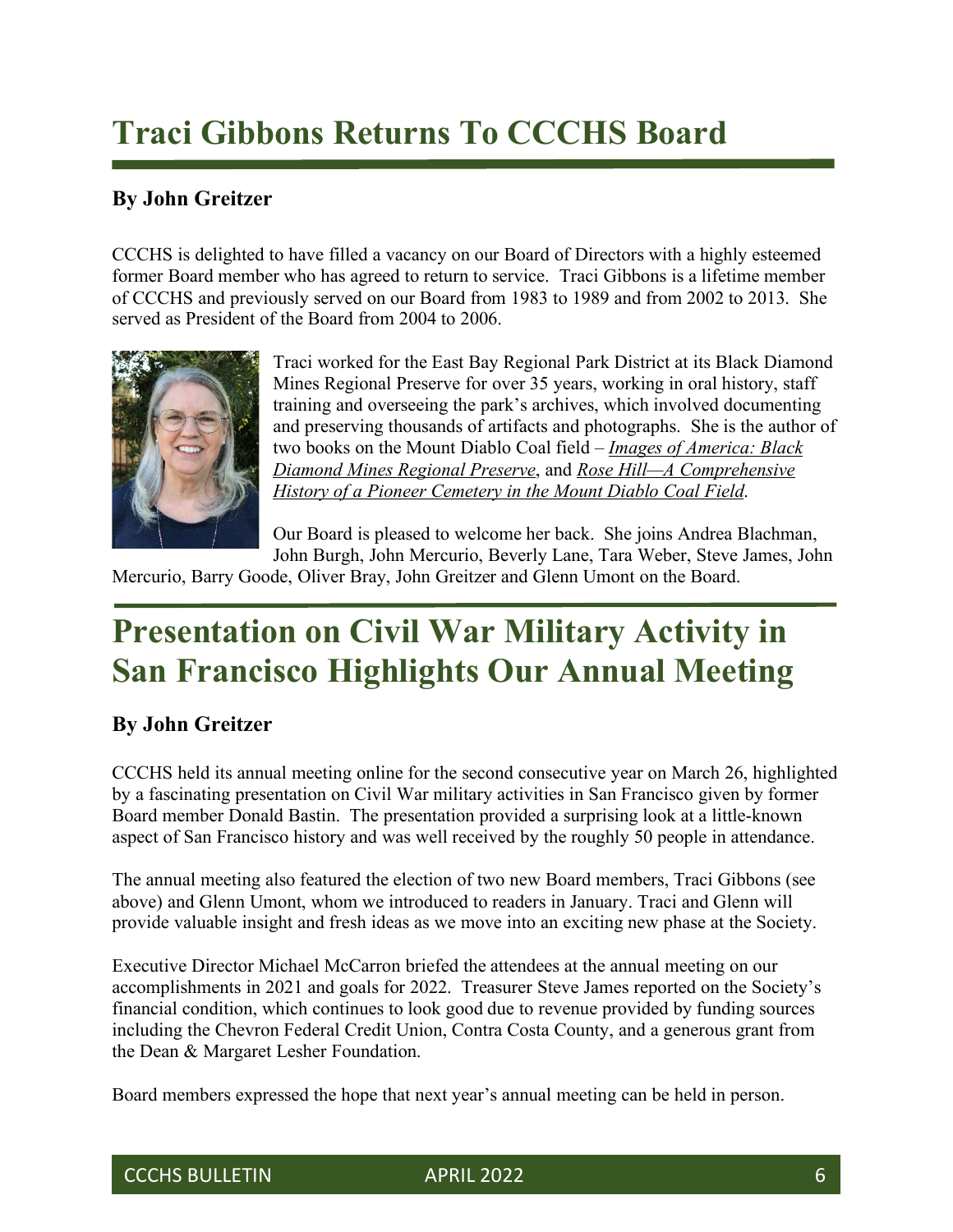# Traci Gibbons Returns To CCCHS Board

**By John Greitzer**

CCCHS is delighted to have filled a vacancy on our Board of Directors with a highly esteemed former Board member who has agreed to return to service. Traci Gibbons is a lifetime member of CCCHS and previously served on our Board from 1983 to 1989 and from 2002 to 2013. She served as President of the Board from 2004 to 2006.

Traci worked for the East Bay Regional Park District at its Black Diamond Mines Regional Preserve for over 35 years, working in oral history, staff training and overseeing the park's archives, which involved documenting and preserving thousands of artifacts and photographs. She is the author of two books on the Mount Diablo Coal field – *Images of America: Black Diamond Mines Regional Preserve*, and *Rose Hill—A Comprehensive History of a Pioneer Cemetery in the Mount Diablo Coal Field*.

Our Board is pleased to welcome her back. She joins Andrea Blachman, John Burgh, John Mercurio, Beverly Lane, Tara Weber, Steve James, John Mercurio, Barry Goode, Oliver Bray, John Greitzer and Glenn Umont on the Board.

# Presentation on Civil War Military Activity in San Francisco Highlights Our Annual Meeting

**By John Greitzer**

CCCHS held its annual meeting online for the second consecutive year on March 26, highlighted by a fascinating presentation on Civil War military activities in San Francisco given by former Board member Donald Bastin. The presentation provided a surprising look at a little-known aspect of San Francisco history and was well received by the roughly 50 people in attendance.

The annual meeting also featured the election of two new Board members, Traci Gibbons (see above) and Glenn Umont, whom we introduced to readers in January. Traci and Glenn will provide valuable insight and fresh ideas as we move into an exciting new phase at the Society.

Executive Director Michael McCarron briefed the attendees at the annual meeting on our accomplishments in 2021 and goals for 2022. Treasurer Steve James reported on the Society's financial condition, which continues to look good due to revenue provided by funding sources including the Chevron Federal Credit Union, Contra Costa County, and a generous grant from the Dean & Margaret Lesher Foundation.

Board members expressed the hope that next year's annual meeting can be held in person.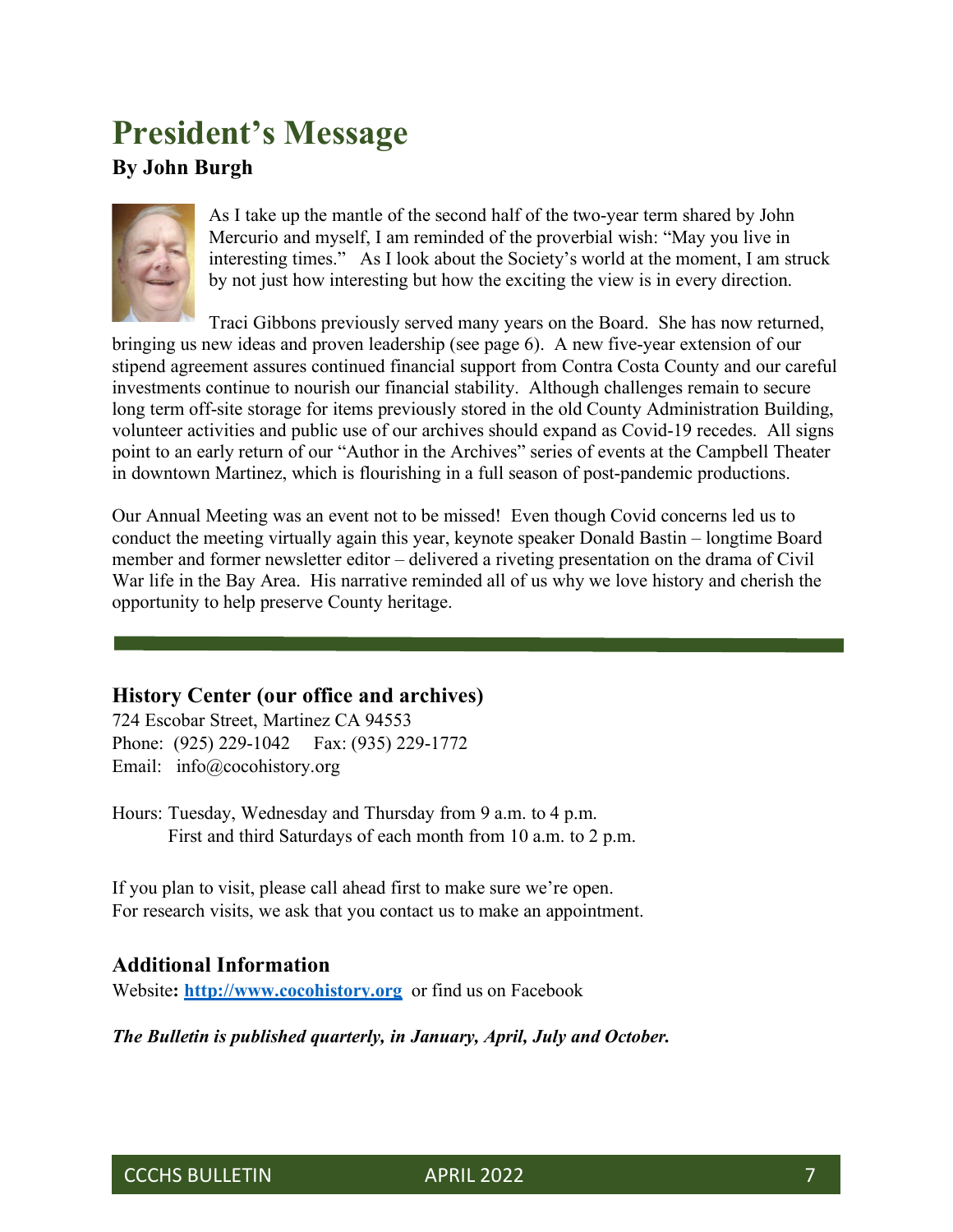# President's Message

**By John Burgh**

As I take up the mantle of the second half of the two-year term shared by John Mercurio and myself, I am reminded of the proverbial wish: "May you live in interesting times." As I look about the Society's world at the moment, I am struck by not just how interesting but how the exciting the view is in every direction.

Traci Gibbons previously served many years on the Board. She has now returned, bringing us new ideas and proven leadership (see page 6). A new five-year extension of our stipend agreement assures continued financial support from Contra Costa County and our careful investments continue to nourish our financial stability. Although challenges remain to secure long term off-site storage for items previously stored in the old County Administration Building, volunteer activities and public use of our archives should expand as Covid-19 recedes. All signs point to an early return of our "Author in the Archives" series of events at the Campbell Theater in downtown Martinez, which is flourishing in a full season of post-pandemic productions.

Our Annual Meeting was an event not to be missed! Even though Covid concerns led us to conduct the meeting virtually again this year, keynote speaker Donald Bastin – longtime Board member and former newsletter editor – delivered a riveting presentation on the drama of Civil War life in the Bay Area. His narrative reminded all of us why we love history and cherish the opportunity to help preserve County heritage.

---

### History Center (our office and archives)

724 Escobar Street, Martinez CA 94553
Phone: (925) 229-1042 Fax: (935) 229-1772
Email: info@cocohistory.org

Hours: Tuesday, Wednesday and Thursday from 9 a.m. to 4 p.m.
First and third Saturdays of each month from 10 a.m. to 2 p.m.

If you plan to visit, please call ahead first to make sure we're open.
For research visits, we ask that you contact us to make an appointment.

### Additional Information

Website**:** **http://www.cocohistory.org** or find us on Facebook

***The Bulletin is published quarterly, in January, April, July and October.***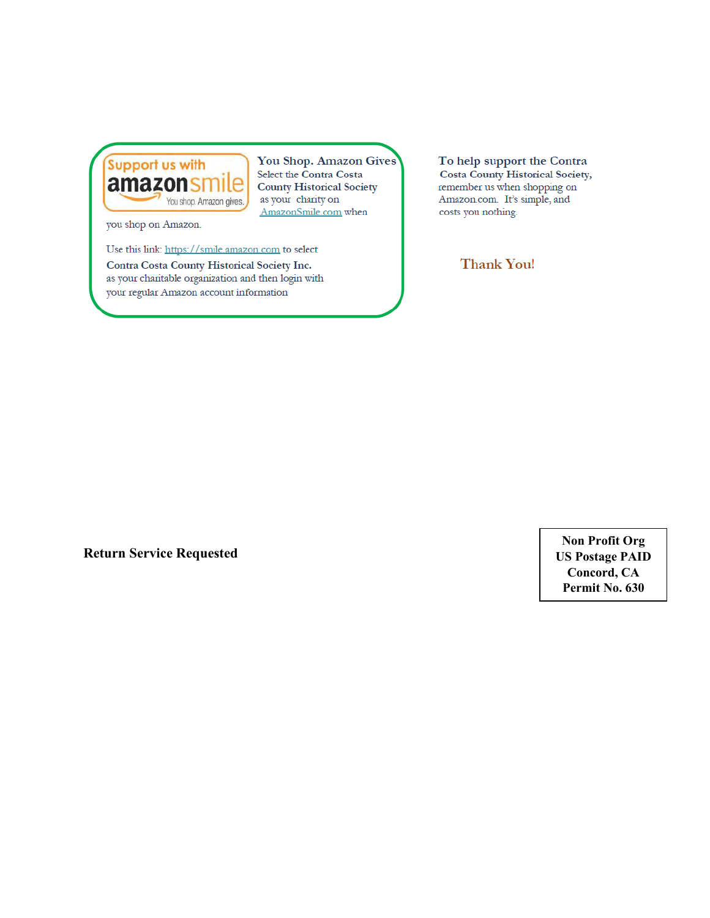Support us with amazonsmile
You shop. Amazon gives.

**You Shop. Amazon Gives**

Select the **Contra Costa County Historical Society** as your charity on AmazonSmile.com when you shop on Amazon.

Use this link: https://smile.amazon.com to select **Contra Costa County Historical Society Inc.** as your charitable organization and then login with your regular Amazon account information

**To help support the Contra Costa County Historical Society,** remember us when shopping on Amazon.com. It's simple, and costs you nothing.

**Thank You!**

**Return Service Requested**

**Non Profit Org**
**US Postage PAID**
**Concord, CA**
**Permit No. 630**